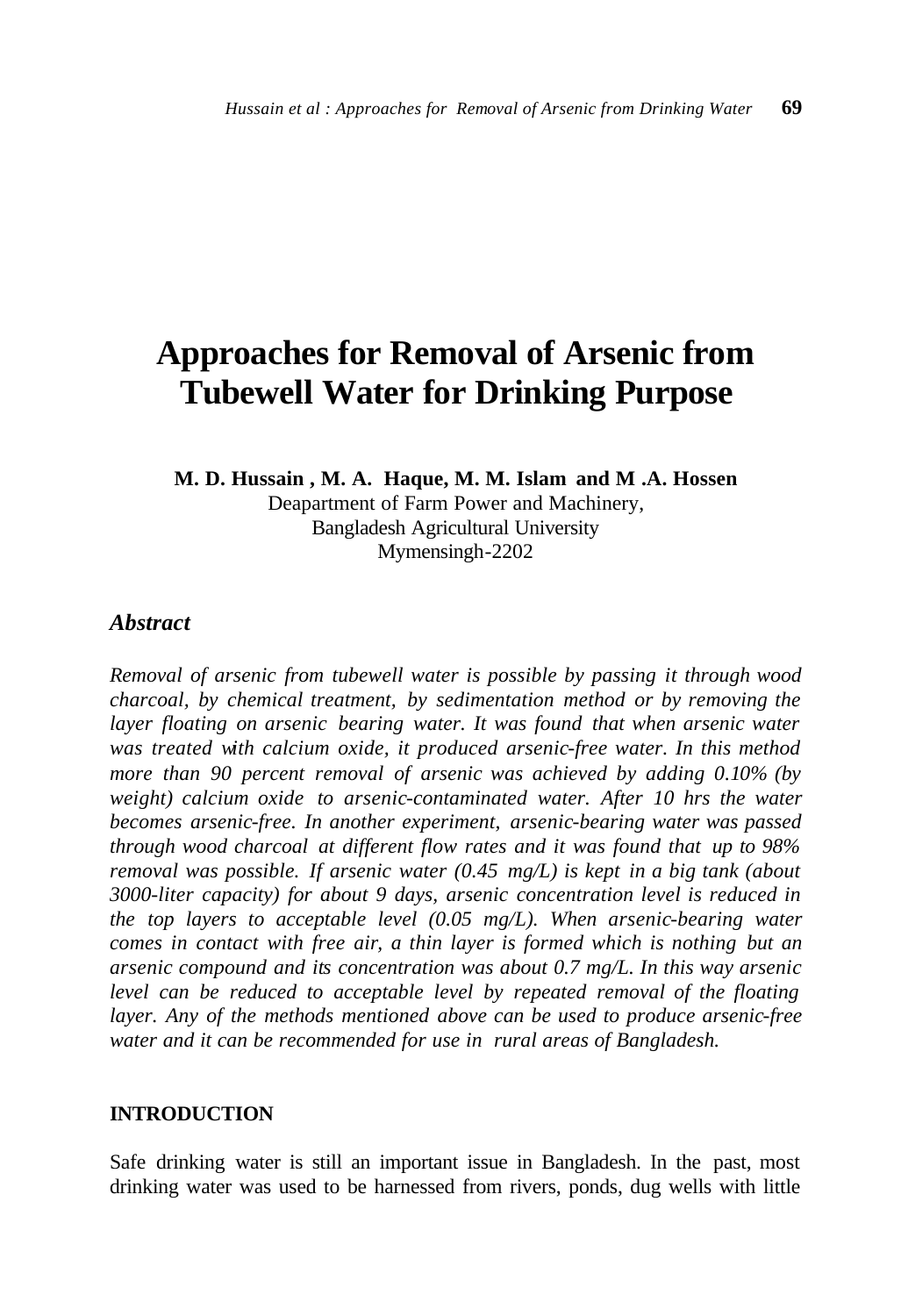# Approaches for Removal of Arsenic from Tubewell Water for Drinking Purpose

**M. D. Hussain , M. A. Haque, M. M. Islam and M .A. Hossen**

Deapartment of Farm Power and Machinery,
Bangladesh Agricultural University
Mymensingh-2202

### *Abstract*

*Removal of arsenic from tubewell water is possible by passing it through wood charcoal, by chemical treatment, by sedimentation method or by removing the layer floating on arsenic bearing water. It was found that when arsenic water was treated with calcium oxide, it produced arsenic-free water. In this method more than 90 percent removal of arsenic was achieved by adding 0.10% (by weight) calcium oxide to arsenic-contaminated water. After 10 hrs the water becomes arsenic-free. In another experiment, arsenic-bearing water was passed through wood charcoal at different flow rates and it was found that up to 98% removal was possible. If arsenic water (0.45 mg/L) is kept in a big tank (about 3000-liter capacity) for about 9 days, arsenic concentration level is reduced in the top layers to acceptable level (0.05 mg/L). When arsenic-bearing water comes in contact with free air, a thin layer is formed which is nothing but an arsenic compound and its concentration was about 0.7 mg/L. In this way arsenic level can be reduced to acceptable level by repeated removal of the floating layer. Any of the methods mentioned above can be used to produce arsenic-free water and it can be recommended for use in rural areas of Bangladesh.*

#### INTRODUCTION

Safe drinking water is still an important issue in Bangladesh. In the past, most drinking water was used to be harnessed from rivers, ponds, dug wells with little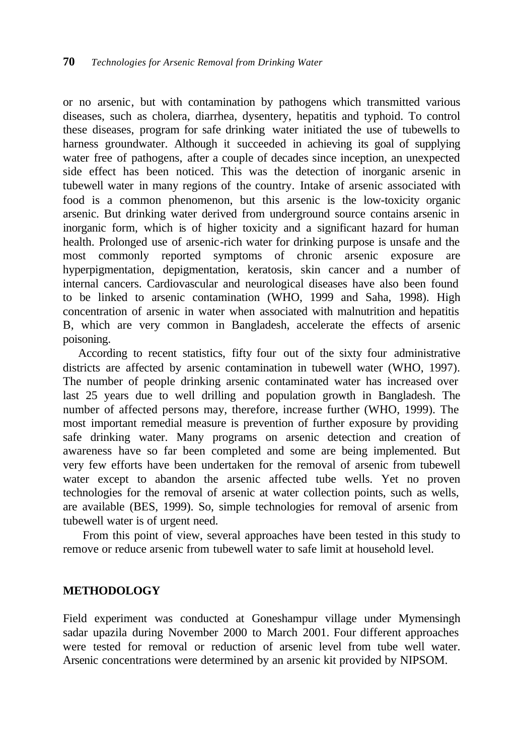or no arsenic, but with contamination by pathogens which transmitted various diseases, such as cholera, diarrhea, dysentery, hepatitis and typhoid. To control these diseases, program for safe drinking water initiated the use of tubewells to harness groundwater. Although it succeeded in achieving its goal of supplying water free of pathogens, after a couple of decades since inception, an unexpected side effect has been noticed. This was the detection of inorganic arsenic in tubewell water in many regions of the country. Intake of arsenic associated with food is a common phenomenon, but this arsenic is the low-toxicity organic arsenic. But drinking water derived from underground source contains arsenic in inorganic form, which is of higher toxicity and a significant hazard for human health. Prolonged use of arsenic-rich water for drinking purpose is unsafe and the most commonly reported symptoms of chronic arsenic exposure are hyperpigmentation, depigmentation, keratosis, skin cancer and a number of internal cancers. Cardiovascular and neurological diseases have also been found to be linked to arsenic contamination (WHO, 1999 and Saha, 1998). High concentration of arsenic in water when associated with malnutrition and hepatitis B, which are very common in Bangladesh, accelerate the effects of arsenic poisoning.

According to recent statistics, fifty four out of the sixty four administrative districts are affected by arsenic contamination in tubewell water (WHO, 1997). The number of people drinking arsenic contaminated water has increased over last 25 years due to well drilling and population growth in Bangladesh. The number of affected persons may, therefore, increase further (WHO, 1999). The most important remedial measure is prevention of further exposure by providing safe drinking water. Many programs on arsenic detection and creation of awareness have so far been completed and some are being implemented. But very few efforts have been undertaken for the removal of arsenic from tubewell water except to abandon the arsenic affected tube wells. Yet no proven technologies for the removal of arsenic at water collection points, such as wells, are available (BES, 1999). So, simple technologies for removal of arsenic from tubewell water is of urgent need.

From this point of view, several approaches have been tested in this study to remove or reduce arsenic from tubewell water to safe limit at household level.

## METHODOLOGY

Field experiment was conducted at Goneshampur village under Mymensingh sadar upazila during November 2000 to March 2001. Four different approaches were tested for removal or reduction of arsenic level from tube well water. Arsenic concentrations were determined by an arsenic kit provided by NIPSOM.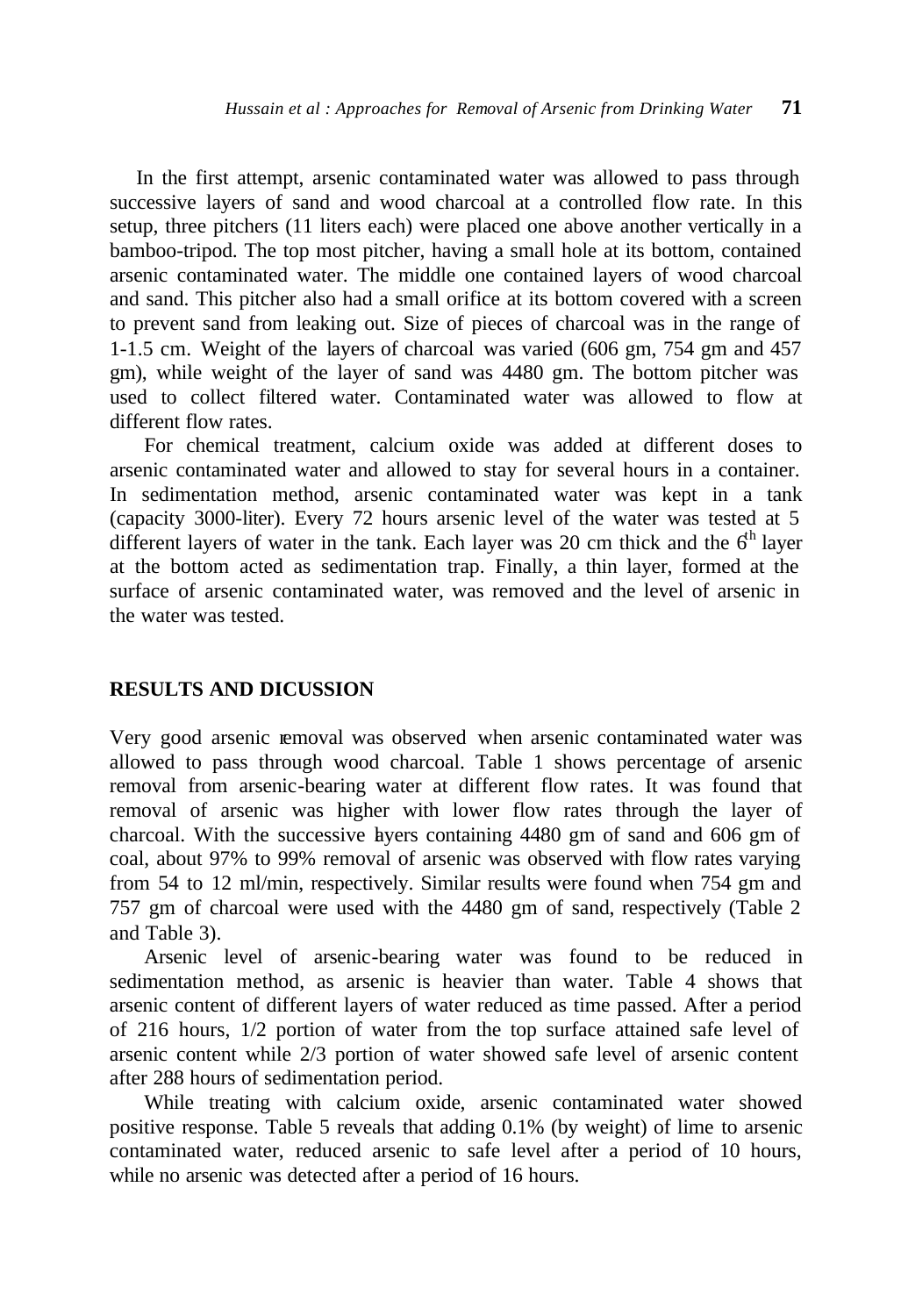In the first attempt, arsenic contaminated water was allowed to pass through successive layers of sand and wood charcoal at a controlled flow rate. In this setup, three pitchers (11 liters each) were placed one above another vertically in a bamboo-tripod. The top most pitcher, having a small hole at its bottom, contained arsenic contaminated water. The middle one contained layers of wood charcoal and sand. This pitcher also had a small orifice at its bottom covered with a screen to prevent sand from leaking out. Size of pieces of charcoal was in the range of 1-1.5 cm. Weight of the layers of charcoal was varied (606 gm, 754 gm and 457 gm), while weight of the layer of sand was 4480 gm. The bottom pitcher was used to collect filtered water. Contaminated water was allowed to flow at different flow rates.

For chemical treatment, calcium oxide was added at different doses to arsenic contaminated water and allowed to stay for several hours in a container. In sedimentation method, arsenic contaminated water was kept in a tank (capacity 3000-liter). Every 72 hours arsenic level of the water was tested at 5 different layers of water in the tank. Each layer was 20 cm thick and the 6th layer at the bottom acted as sedimentation trap. Finally, a thin layer, formed at the surface of arsenic contaminated water, was removed and the level of arsenic in the water was tested.

## RESULTS AND DICUSSION

Very good arsenic removal was observed when arsenic contaminated water was allowed to pass through wood charcoal. Table 1 shows percentage of arsenic removal from arsenic-bearing water at different flow rates. It was found that removal of arsenic was higher with lower flow rates through the layer of charcoal. With the successive layers containing 4480 gm of sand and 606 gm of coal, about 97% to 99% removal of arsenic was observed with flow rates varying from 54 to 12 ml/min, respectively. Similar results were found when 754 gm and 757 gm of charcoal were used with the 4480 gm of sand, respectively (Table 2 and Table 3).

Arsenic level of arsenic-bearing water was found to be reduced in sedimentation method, as arsenic is heavier than water. Table 4 shows that arsenic content of different layers of water reduced as time passed. After a period of 216 hours, 1/2 portion of water from the top surface attained safe level of arsenic content while 2/3 portion of water showed safe level of arsenic content after 288 hours of sedimentation period.

While treating with calcium oxide, arsenic contaminated water showed positive response. Table 5 reveals that adding 0.1% (by weight) of lime to arsenic contaminated water, reduced arsenic to safe level after a period of 10 hours, while no arsenic was detected after a period of 16 hours.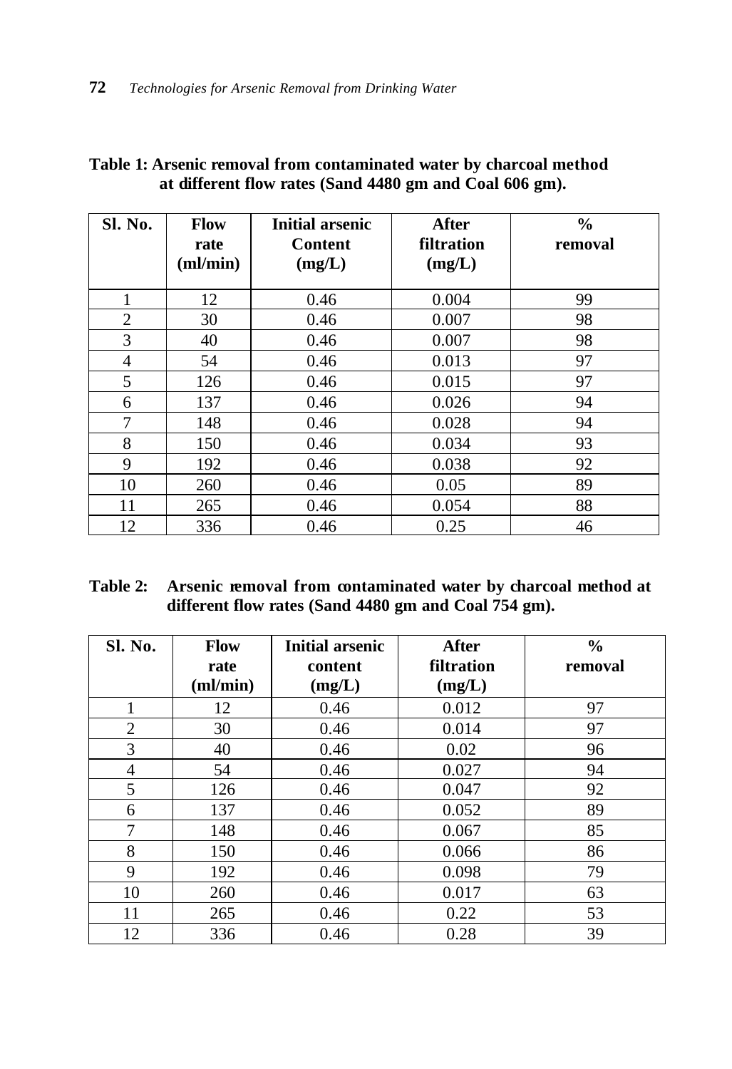**Table 1: Arsenic removal from contaminated water by charcoal method at different flow rates (Sand 4480 gm and Coal 606 gm).**

| Sl. No. | Flow rate (ml/min) | Initial arsenic Content (mg/L) | After filtration (mg/L) | % removal |
|---|---|---|---|---|
| 1 | 12 | 0.46 | 0.004 | 99 |
| 2 | 30 | 0.46 | 0.007 | 98 |
| 3 | 40 | 0.46 | 0.007 | 98 |
| 4 | 54 | 0.46 | 0.013 | 97 |
| 5 | 126 | 0.46 | 0.015 | 97 |
| 6 | 137 | 0.46 | 0.026 | 94 |
| 7 | 148 | 0.46 | 0.028 | 94 |
| 8 | 150 | 0.46 | 0.034 | 93 |
| 9 | 192 | 0.46 | 0.038 | 92 |
| 10 | 260 | 0.46 | 0.05 | 89 |
| 11 | 265 | 0.46 | 0.054 | 88 |
| 12 | 336 | 0.46 | 0.25 | 46 |

**Table 2: Arsenic removal from contaminated water by charcoal method at different flow rates (Sand 4480 gm and Coal 754 gm).**

| Sl. No. | Flow rate (ml/min) | Initial arsenic content (mg/L) | After filtration (mg/L) | % removal |
|---|---|---|---|---|
| 1 | 12 | 0.46 | 0.012 | 97 |
| 2 | 30 | 0.46 | 0.014 | 97 |
| 3 | 40 | 0.46 | 0.02 | 96 |
| 4 | 54 | 0.46 | 0.027 | 94 |
| 5 | 126 | 0.46 | 0.047 | 92 |
| 6 | 137 | 0.46 | 0.052 | 89 |
| 7 | 148 | 0.46 | 0.067 | 85 |
| 8 | 150 | 0.46 | 0.066 | 86 |
| 9 | 192 | 0.46 | 0.098 | 79 |
| 10 | 260 | 0.46 | 0.017 | 63 |
| 11 | 265 | 0.46 | 0.22 | 53 |
| 12 | 336 | 0.46 | 0.28 | 39 |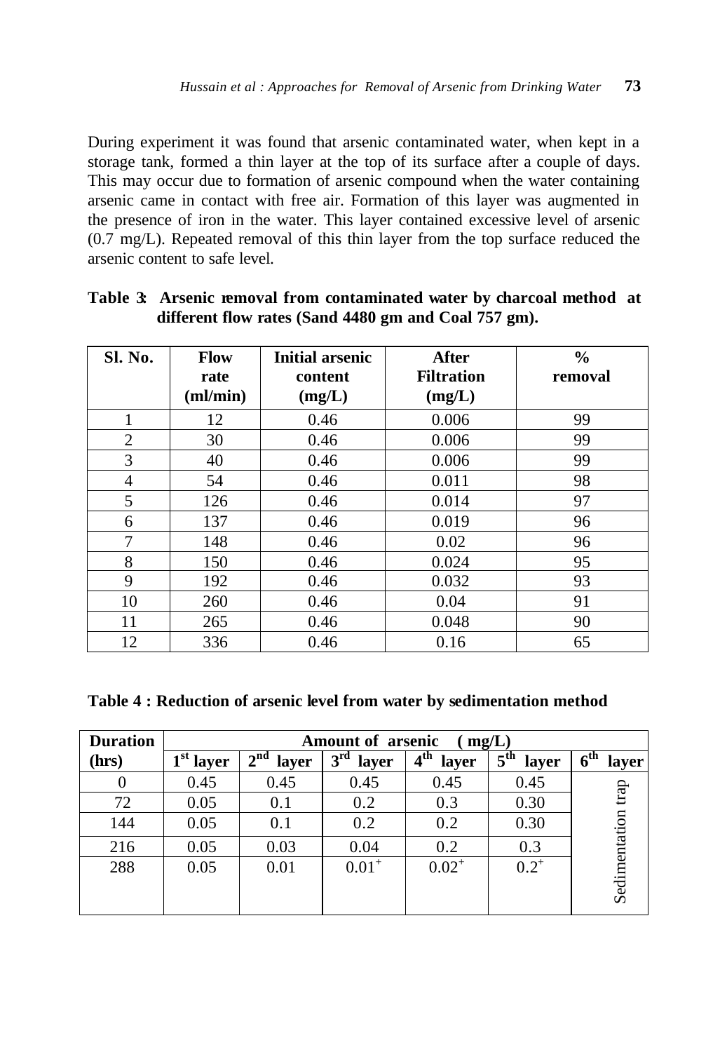During experiment it was found that arsenic contaminated water, when kept in a storage tank, formed a thin layer at the top of its surface after a couple of days. This may occur due to formation of arsenic compound when the water containing arsenic came in contact with free air. Formation of this layer was augmented in the presence of iron in the water. This layer contained excessive level of arsenic (0.7 mg/L). Repeated removal of this thin layer from the top surface reduced the arsenic content to safe level.

**Table 3: Arsenic removal from contaminated water by charcoal method at different flow rates (Sand 4480 gm and Coal 757 gm).**

| Sl. No. | Flow rate (ml/min) | Initial arsenic content (mg/L) | After Filtration (mg/L) | % removal |
|---|---|---|---|---|
| 1 | 12 | 0.46 | 0.006 | 99 |
| 2 | 30 | 0.46 | 0.006 | 99 |
| 3 | 40 | 0.46 | 0.006 | 99 |
| 4 | 54 | 0.46 | 0.011 | 98 |
| 5 | 126 | 0.46 | 0.014 | 97 |
| 6 | 137 | 0.46 | 0.019 | 96 |
| 7 | 148 | 0.46 | 0.02 | 96 |
| 8 | 150 | 0.46 | 0.024 | 95 |
| 9 | 192 | 0.46 | 0.032 | 93 |
| 10 | 260 | 0.46 | 0.04 | 91 |
| 11 | 265 | 0.46 | 0.048 | 90 |
| 12 | 336 | 0.46 | 0.16 | 65 |

**Table 4 : Reduction of arsenic level from water by sedimentation method**

| Duration (hrs) | Amount of arsenic (mg/L) | | | | | |
|---|---|---|---|---|---|---|
| | 1st layer | 2nd layer | 3rd layer | 4th layer | 5th layer | 6th layer |
| 0 | 0.45 | 0.45 | 0.45 | 0.45 | 0.45 | Sedimentation trap |
| 72 | 0.05 | 0.1 | 0.2 | 0.3 | 0.30 | |
| 144 | 0.05 | 0.1 | 0.2 | 0.2 | 0.30 | |
| 216 | 0.05 | 0.03 | 0.04 | 0.2 | 0.3 | |
| 288 | 0.05 | 0.01 | $0.01^+$ | $0.02^+$ | $0.2^+$ | |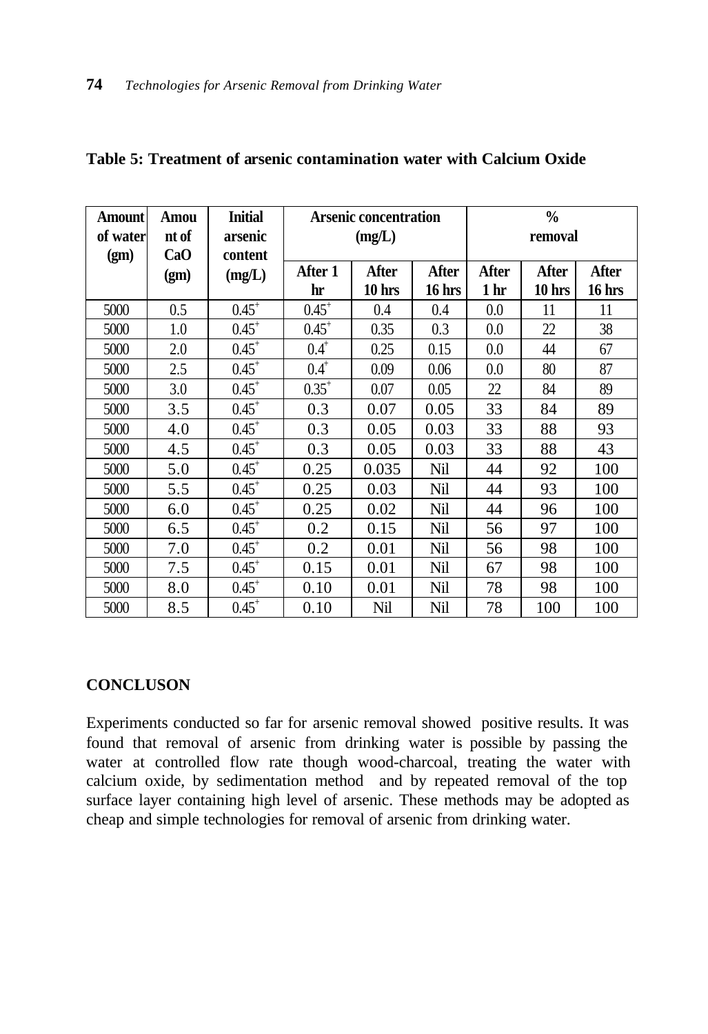**Table 5: Treatment of arsenic contamination water with Calcium Oxide**

| Amount of water (gm) | Amount of CaO (gm) | Initial arsenic content (mg/L) | Arsenic concentration (mg/L) | | | % removal | | |
|---|---|---|---|---|---|---|---|---|
| | | | After 1 hr | After 10 hrs | After 16 hrs | After 1 hr | After 10 hrs | After 16 hrs |
| 5000 | 0.5 | $0.45^+$ | $0.45^+$ | 0.4 | 0.4 | 0.0 | 11 | 11 |
| 5000 | 1.0 | $0.45^+$ | $0.45^+$ | 0.35 | 0.3 | 0.0 | 22 | 38 |
| 5000 | 2.0 | $0.45^+$ | $0.4^+$ | 0.25 | 0.15 | 0.0 | 44 | 67 |
| 5000 | 2.5 | $0.45^+$ | $0.4^+$ | 0.09 | 0.06 | 0.0 | 80 | 87 |
| 5000 | 3.0 | $0.45^+$ | $0.35^+$ | 0.07 | 0.05 | 22 | 84 | 89 |
| 5000 | 3.5 | $0.45^+$ | 0.3 | 0.07 | 0.05 | 33 | 84 | 89 |
| 5000 | 4.0 | $0.45^+$ | 0.3 | 0.05 | 0.03 | 33 | 88 | 93 |
| 5000 | 4.5 | $0.45^+$ | 0.3 | 0.05 | 0.03 | 33 | 88 | 43 |
| 5000 | 5.0 | $0.45^+$ | 0.25 | 0.035 | Nil | 44 | 92 | 100 |
| 5000 | 5.5 | $0.45^+$ | 0.25 | 0.03 | Nil | 44 | 93 | 100 |
| 5000 | 6.0 | $0.45^+$ | 0.25 | 0.02 | Nil | 44 | 96 | 100 |
| 5000 | 6.5 | $0.45^+$ | 0.2 | 0.15 | Nil | 56 | 97 | 100 |
| 5000 | 7.0 | $0.45^+$ | 0.2 | 0.01 | Nil | 56 | 98 | 100 |
| 5000 | 7.5 | $0.45^+$ | 0.15 | 0.01 | Nil | 67 | 98 | 100 |
| 5000 | 8.0 | $0.45^+$ | 0.10 | 0.01 | Nil | 78 | 98 | 100 |
| 5000 | 8.5 | $0.45^+$ | 0.10 | Nil | Nil | 78 | 100 | 100 |

## CONCLUSON

Experiments conducted so far for arsenic removal showed positive results. It was found that removal of arsenic from drinking water is possible by passing the water at controlled flow rate though wood-charcoal, treating the water with calcium oxide, by sedimentation method and by repeated removal of the top surface layer containing high level of arsenic. These methods may be adopted as cheap and simple technologies for removal of arsenic from drinking water.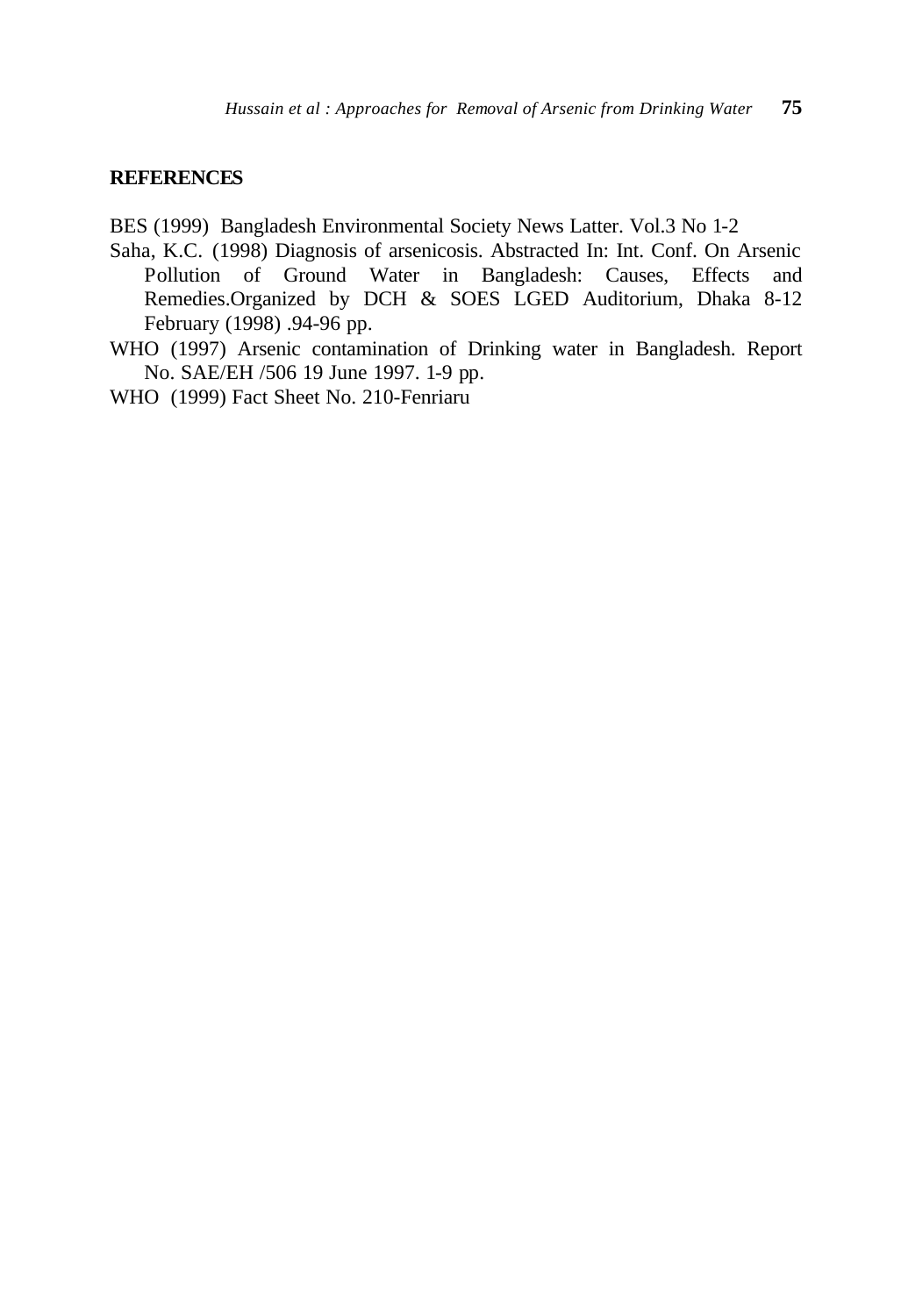## REFERENCES

BES (1999) Bangladesh Environmental Society News Latter. Vol.3 No 1-2

Saha, K.C. (1998) Diagnosis of arsenicosis. Abstracted In: Int. Conf. On Arsenic Pollution of Ground Water in Bangladesh: Causes, Effects and Remedies.Organized by DCH & SOES LGED Auditorium, Dhaka 8-12 February (1998) .94-96 pp.

WHO (1997) Arsenic contamination of Drinking water in Bangladesh. Report No. SAE/EH /506 19 June 1997. 1-9 pp.

WHO (1999) Fact Sheet No. 210-Fenriaru